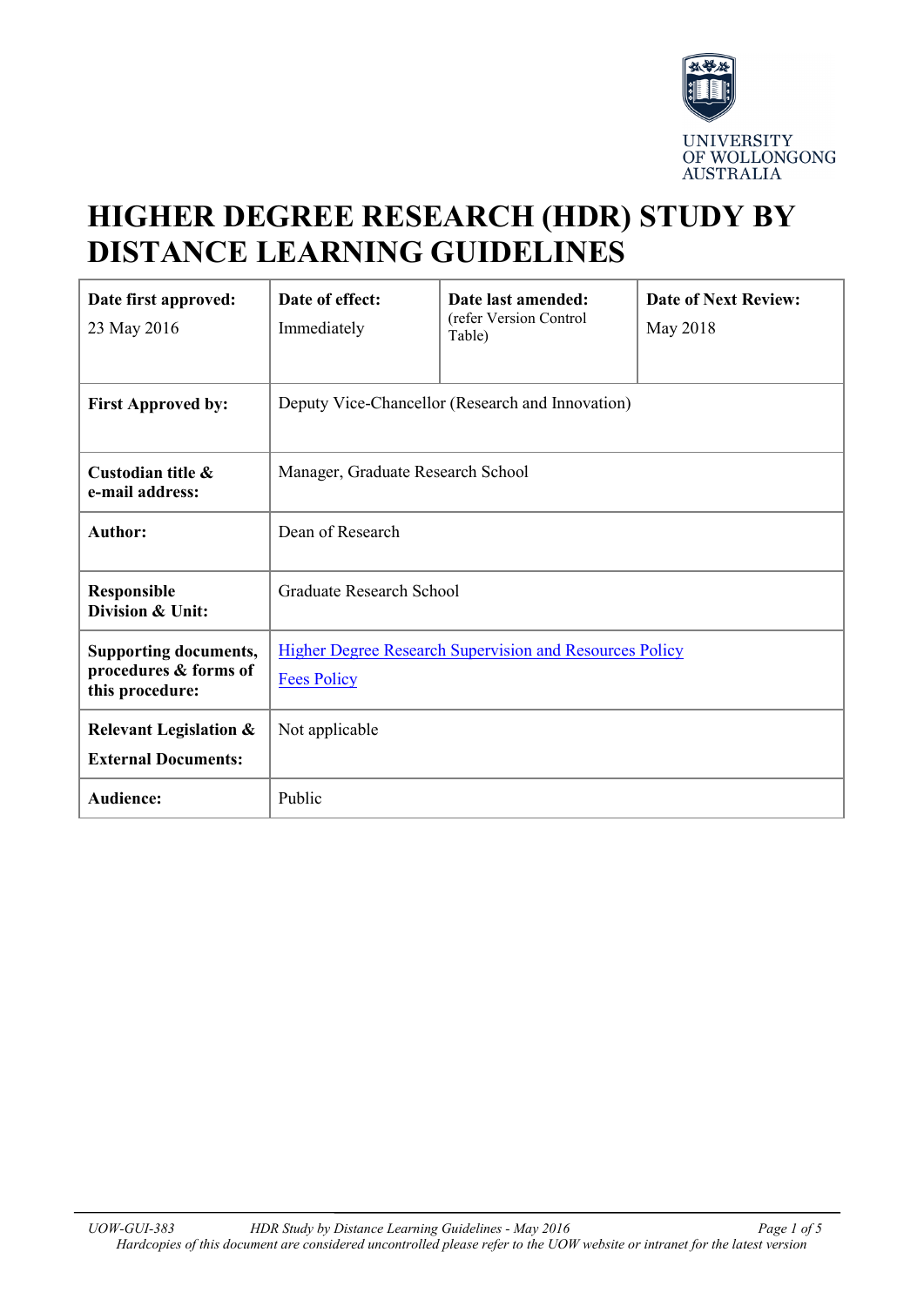UNIVERSITY
OF WOLLONGONG
AUSTRALIA

# HIGHER DEGREE RESEARCH (HDR) STUDY BY DISTANCE LEARNING GUIDELINES

| **Date first approved:** 23 May 2016 | **Date of effect:** Immediately | **Date last amended:** (refer Version Control Table) | **Date of Next Review:** May 2018 |
|---|---|---|---|
| **First Approved by:** | Deputy Vice-Chancellor (Research and Innovation) | | |
| **Custodian title & e-mail address:** | Manager, Graduate Research School | | |
| **Author:** | Dean of Research | | |
| **Responsible Division & Unit:** | Graduate Research School | | |
| **Supporting documents, procedures & forms of this procedure:** | Higher Degree Research Supervision and Resources Policy<br>Fees Policy | | |
| **Relevant Legislation & External Documents:** | Not applicable | | |
| **Audience:** | Public | | |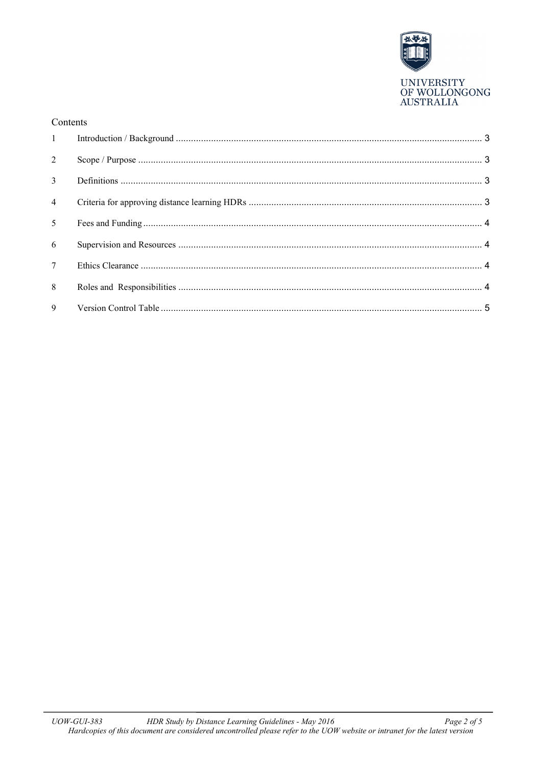## Contents

| | | |
|---|---|---|
| 1 | Introduction / Background | 3 |
| 2 | Scope / Purpose | 3 |
| 3 | Definitions | 3 |
| 4 | Criteria for approving distance learning HDRs | 3 |
| 5 | Fees and Funding | 4 |
| 6 | Supervision and Resources | 4 |
| 7 | Ethics Clearance | 4 |
| 8 | Roles and Responsibilities | 4 |
| 9 | Version Control Table | 5 |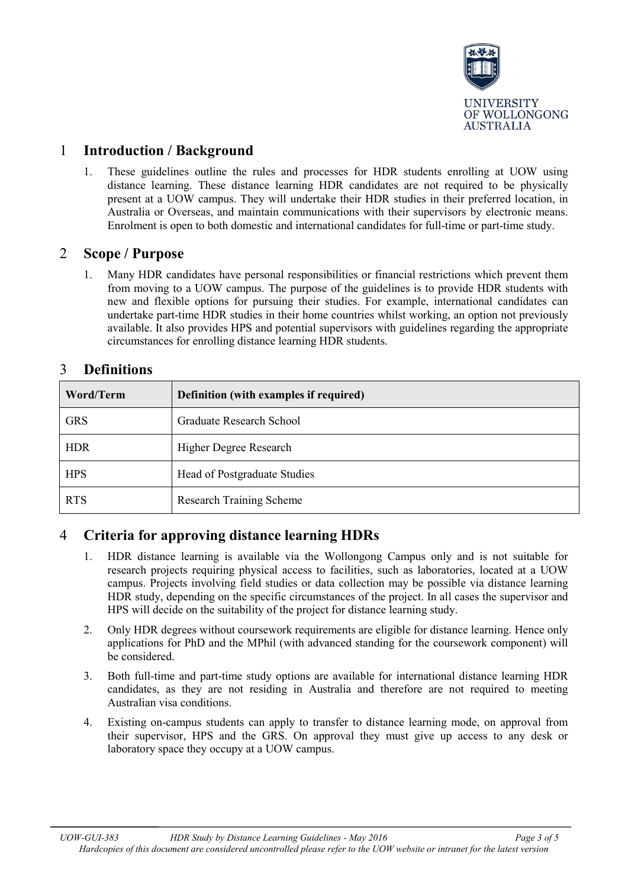## 1 Introduction / Background

1. These guidelines outline the rules and processes for HDR students enrolling at UOW using distance learning. These distance learning HDR candidates are not required to be physically present at a UOW campus. They will undertake their HDR studies in their preferred location, in Australia or Overseas, and maintain communications with their supervisors by electronic means. Enrolment is open to both domestic and international candidates for full-time or part-time study.

## 2 Scope / Purpose

1. Many HDR candidates have personal responsibilities or financial restrictions which prevent them from moving to a UOW campus. The purpose of the guidelines is to provide HDR students with new and flexible options for pursuing their studies. For example, international candidates can undertake part-time HDR studies in their home countries whilst working, an option not previously available. It also provides HPS and potential supervisors with guidelines regarding the appropriate circumstances for enrolling distance learning HDR students.

## 3 Definitions

| Word/Term | Definition (with examples if required) |
|---|---|
| GRS | Graduate Research School |
| HDR | Higher Degree Research |
| HPS | Head of Postgraduate Studies |
| RTS | Research Training Scheme |

## 4 Criteria for approving distance learning HDRs

1. HDR distance learning is available via the Wollongong Campus only and is not suitable for research projects requiring physical access to facilities, such as laboratories, located at a UOW campus. Projects involving field studies or data collection may be possible via distance learning HDR study, depending on the specific circumstances of the project. In all cases the supervisor and HPS will decide on the suitability of the project for distance learning study.
2. Only HDR degrees without coursework requirements are eligible for distance learning. Hence only applications for PhD and the MPhil (with advanced standing for the coursework component) will be considered.
3. Both full-time and part-time study options are available for international distance learning HDR candidates, as they are not residing in Australia and therefore are not required to meeting Australian visa conditions.
4. Existing on-campus students can apply to transfer to distance learning mode, on approval from their supervisor, HPS and the GRS. On approval they must give up access to any desk or laboratory space they occupy at a UOW campus.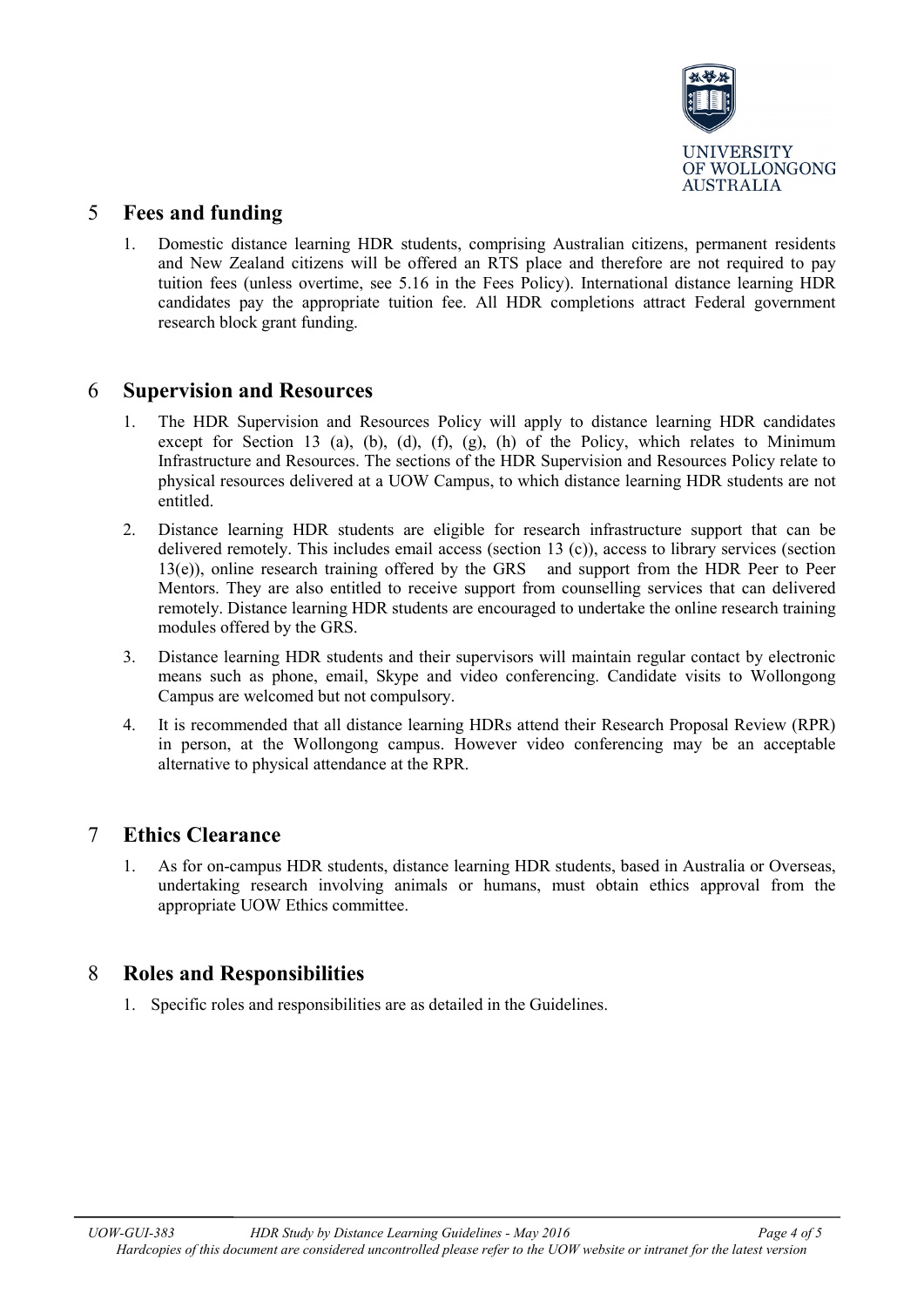## 5 Fees and funding

1. Domestic distance learning HDR students, comprising Australian citizens, permanent residents and New Zealand citizens will be offered an RTS place and therefore are not required to pay tuition fees (unless overtime, see 5.16 in the Fees Policy). International distance learning HDR candidates pay the appropriate tuition fee. All HDR completions attract Federal government research block grant funding.

## 6 Supervision and Resources

1. The HDR Supervision and Resources Policy will apply to distance learning HDR candidates except for Section 13 (a), (b), (d), (f), (g), (h) of the Policy, which relates to Minimum Infrastructure and Resources. The sections of the HDR Supervision and Resources Policy relate to physical resources delivered at a UOW Campus, to which distance learning HDR students are not entitled.
2. Distance learning HDR students are eligible for research infrastructure support that can be delivered remotely. This includes email access (section 13 (c)), access to library services (section 13(e)), online research training offered by the GRS and support from the HDR Peer to Peer Mentors. They are also entitled to receive support from counselling services that can delivered remotely. Distance learning HDR students are encouraged to undertake the online research training modules offered by the GRS.
3. Distance learning HDR students and their supervisors will maintain regular contact by electronic means such as phone, email, Skype and video conferencing. Candidate visits to Wollongong Campus are welcomed but not compulsory.
4. It is recommended that all distance learning HDRs attend their Research Proposal Review (RPR) in person, at the Wollongong campus. However video conferencing may be an acceptable alternative to physical attendance at the RPR.

## 7 Ethics Clearance

1. As for on-campus HDR students, distance learning HDR students, based in Australia or Overseas, undertaking research involving animals or humans, must obtain ethics approval from the appropriate UOW Ethics committee.

## 8 Roles and Responsibilities

1. Specific roles and responsibilities are as detailed in the Guidelines.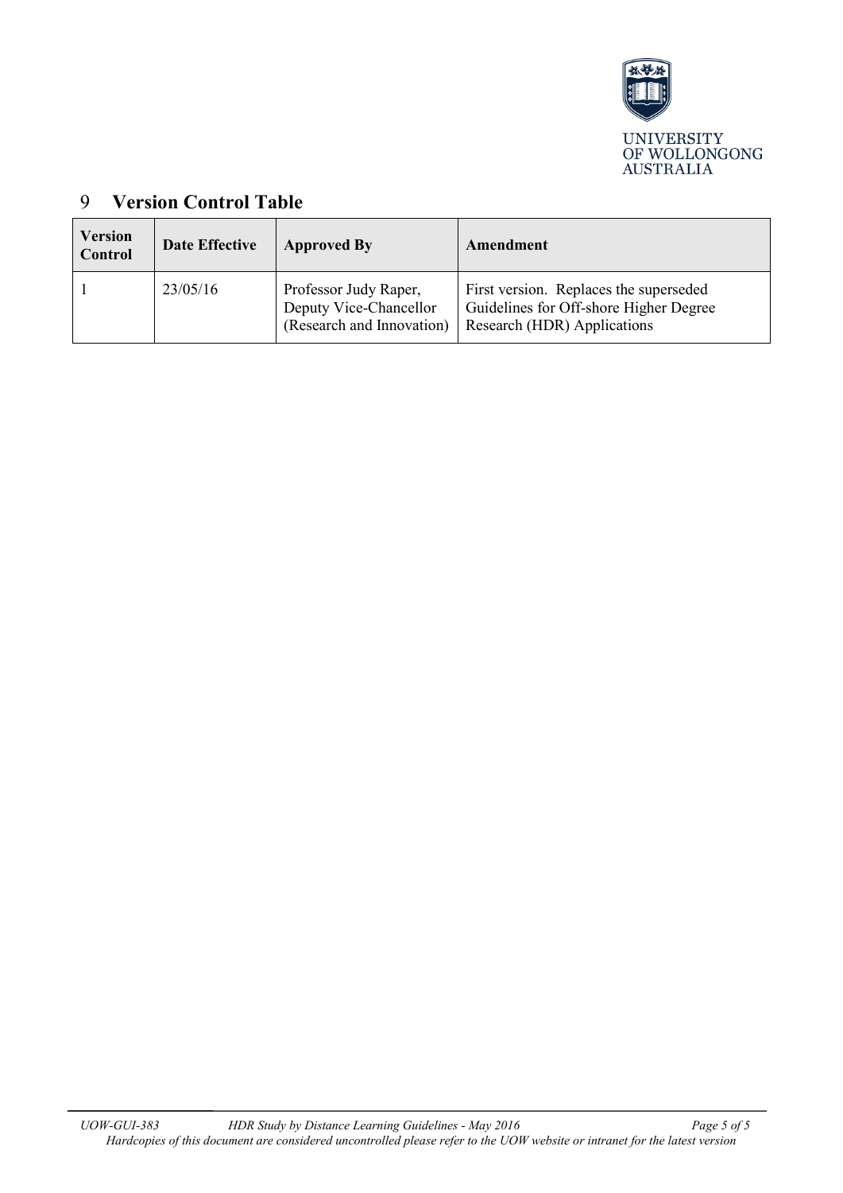## 9 Version Control Table

| Version Control | Date Effective | Approved By | Amendment |
|---|---|---|---|
| 1 | 23/05/16 | Professor Judy Raper, Deputy Vice-Chancellor (Research and Innovation) | First version. Replaces the superseded Guidelines for Off-shore Higher Degree Research (HDR) Applications |